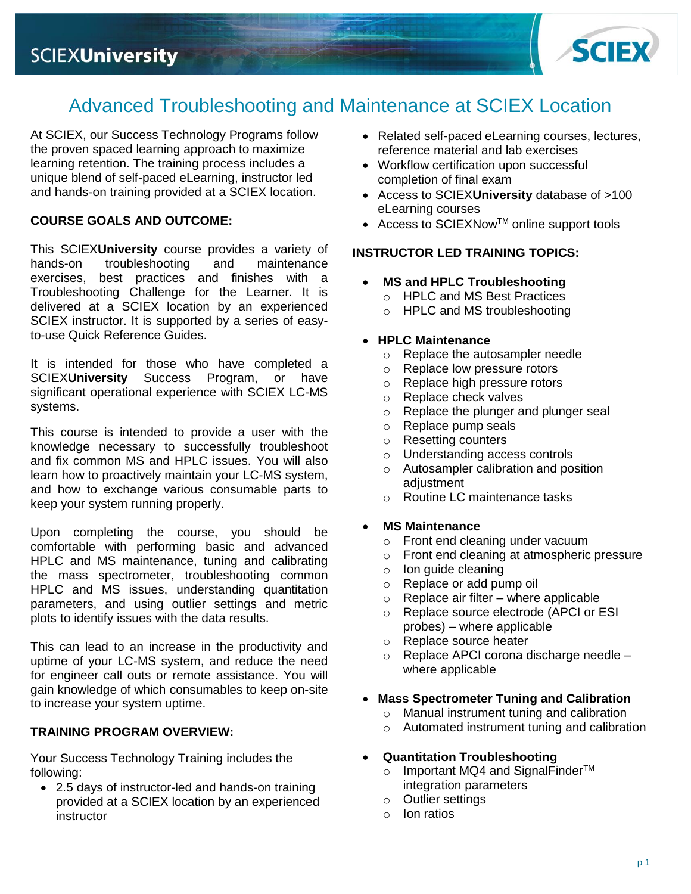SCIEX**University**

# Advanced Troubleshooting and Maintenance at SCIEX Location

At SCIEX, our Success Technology Programs follow the proven spaced learning approach to maximize learning retention. The training process includes a unique blend of self-paced eLearning, instructor led and hands-on training provided at a SCIEX location.

## COURSE GOALS AND OUTCOME:

This SCIEX**University** course provides a variety of hands-on troubleshooting and maintenance exercises, best practices and finishes with a Troubleshooting Challenge for the Learner. It is delivered at a SCIEX location by an experienced SCIEX instructor. It is supported by a series of easy-to-use Quick Reference Guides.

It is intended for those who have completed a SCIEX**University** Success Program, or have significant operational experience with SCIEX LC-MS systems.

This course is intended to provide a user with the knowledge necessary to successfully troubleshoot and fix common MS and HPLC issues. You will also learn how to proactively maintain your LC-MS system, and how to exchange various consumable parts to keep your system running properly.

Upon completing the course, you should be comfortable with performing basic and advanced HPLC and MS maintenance, tuning and calibrating the mass spectrometer, troubleshooting common HPLC and MS issues, understanding quantitation parameters, and using outlier settings and metric plots to identify issues with the data results.

This can lead to an increase in the productivity and uptime of your LC-MS system, and reduce the need for engineer call outs or remote assistance. You will gain knowledge of which consumables to keep on-site to increase your system uptime.

## TRAINING PROGRAM OVERVIEW:

Your Success Technology Training includes the following:

- 2.5 days of instructor-led and hands-on training provided at a SCIEX location by an experienced instructor
- Related self-paced eLearning courses, lectures, reference material and lab exercises
- Workflow certification upon successful completion of final exam
- Access to SCIEX**University** database of >100 eLearning courses
- Access to SCIEXNow™ online support tools

## INSTRUCTOR LED TRAINING TOPICS:

- **MS and HPLC Troubleshooting**
  - HPLC and MS Best Practices
  - HPLC and MS troubleshooting
- **HPLC Maintenance**
  - Replace the autosampler needle
  - Replace low pressure rotors
  - Replace high pressure rotors
  - Replace check valves
  - Replace the plunger and plunger seal
  - Replace pump seals
  - Resetting counters
  - Understanding access controls
  - Autosampler calibration and position adjustment
  - Routine LC maintenance tasks
- **MS Maintenance**
  - Front end cleaning under vacuum
  - Front end cleaning at atmospheric pressure
  - Ion guide cleaning
  - Replace or add pump oil
  - Replace air filter – where applicable
  - Replace source electrode (APCI or ESI probes) – where applicable
  - Replace source heater
  - Replace APCI corona discharge needle – where applicable
- **Mass Spectrometer Tuning and Calibration**
  - Manual instrument tuning and calibration
  - Automated instrument tuning and calibration
- **Quantitation Troubleshooting**
  - Important MQ4 and SignalFinder™ integration parameters
  - Outlier settings
  - Ion ratios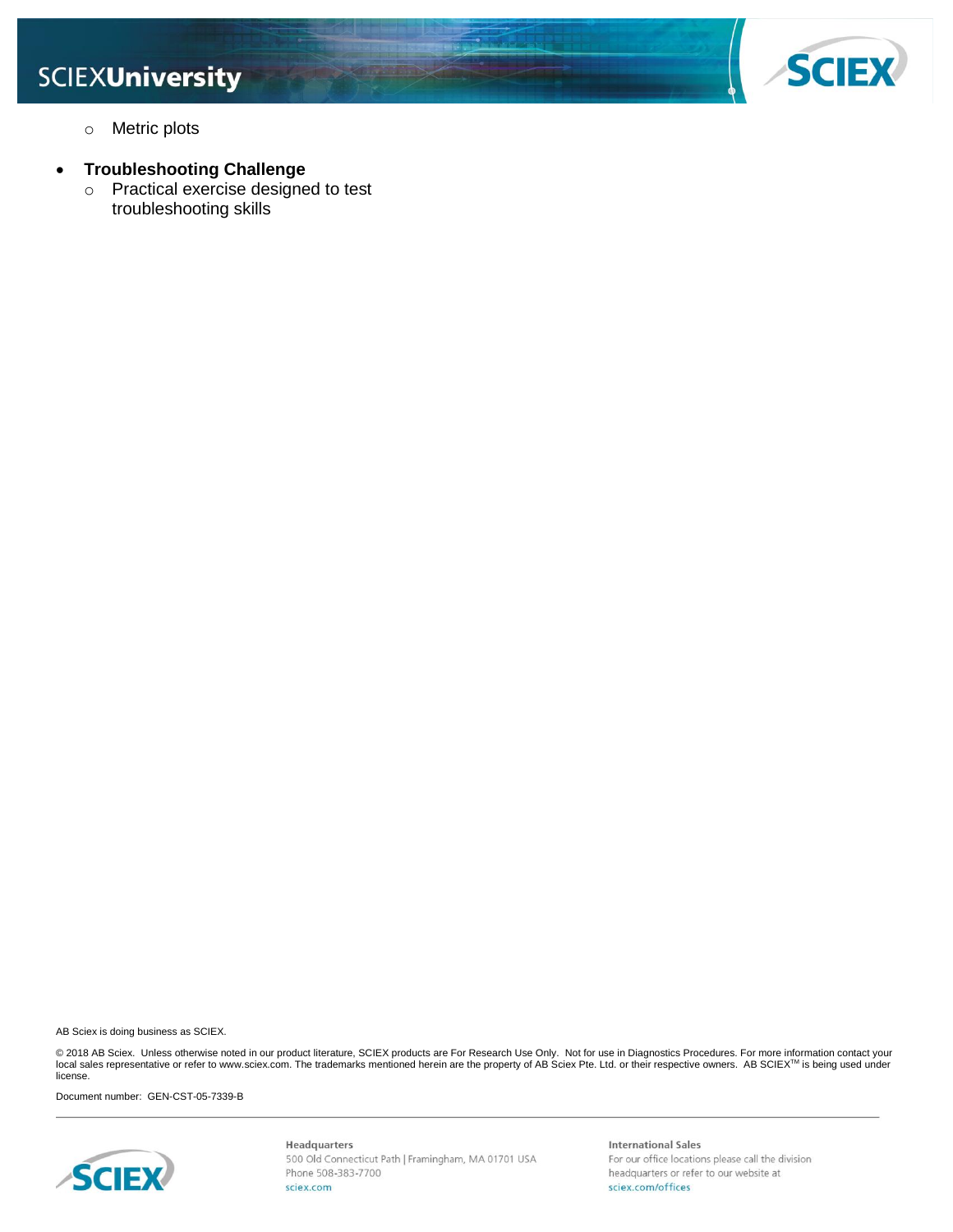- Metric plots

- **Troubleshooting Challenge**
  - Practical exercise designed to test troubleshooting skills

AB Sciex is doing business as SCIEX.

© 2018 AB Sciex. Unless otherwise noted in our product literature, SCIEX products are For Research Use Only. Not for use in Diagnostics Procedures. For more information contact your local sales representative or refer to www.sciex.com. The trademarks mentioned herein are the property of AB Sciex Pte. Ltd. or their respective owners. AB SCIEX™ is being used under license.

Document number: GEN-CST-05-7339-B

**Headquarters**
500 Old Connecticut Path | Framingham, MA 01701 USA
Phone 508-383-7700
sciex.com

**International Sales**
For our office locations please call the division headquarters or refer to our website at
sciex.com/offices